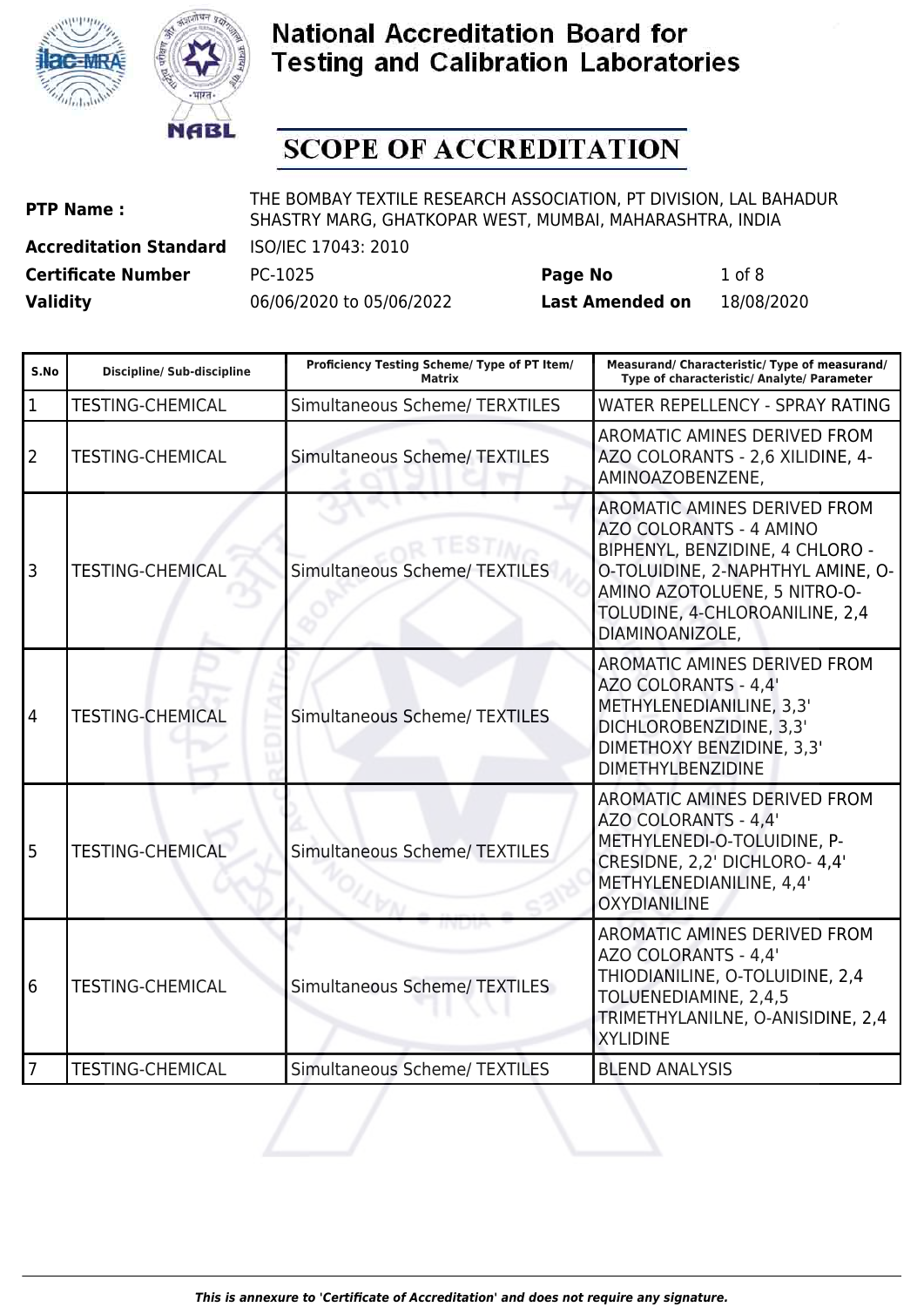# National Accreditation Board for Testing and Calibration Laboratories

## SCOPE OF ACCREDITATION

| | | | |
|---|---|---|---|
| **PTP Name :** | THE BOMBAY TEXTILE RESEARCH ASSOCIATION, PT DIVISION, LAL BAHADUR SHASTRY MARG, GHATKOPAR WEST, MUMBAI, MAHARASHTRA, INDIA | | |
| **Accreditation Standard** | ISO/IEC 17043: 2010 | | |
| **Certificate Number** | PC-1025 | **Page No** | 1 of 8 |
| **Validity** | 06/06/2020 to 05/06/2022 | **Last Amended on** | 18/08/2020 |

| S.No | Discipline/ Sub-discipline | Proficiency Testing Scheme/ Type of PT Item/ Matrix | Measurand/ Characteristic/ Type of measurand/ Type of characteristic/ Analyte/ Parameter |
|---|---|---|---|
| 1 | TESTING-CHEMICAL | Simultaneous Scheme/ TERXTILES | WATER REPELLENCY - SPRAY RATING |
| 2 | TESTING-CHEMICAL | Simultaneous Scheme/ TEXTILES | AROMATIC AMINES DERIVED FROM AZO COLORANTS - 2,6 XILIDINE, 4-AMINOAZOBENZENE, |
| 3 | TESTING-CHEMICAL | Simultaneous Scheme/ TEXTILES | AROMATIC AMINES DERIVED FROM AZO COLORANTS - 4 AMINO BIPHENYL, BENZIDINE, 4 CHLORO - O-TOLUIDINE, 2-NAPHTHYL AMINE, O-AMINO AZOTOLUENE, 5 NITRO-O-TOLUDINE, 4-CHLOROANILINE, 2,4 DIAMINOANIZOLE, |
| 4 | TESTING-CHEMICAL | Simultaneous Scheme/ TEXTILES | AROMATIC AMINES DERIVED FROM AZO COLORANTS - 4,4' METHYLENEDIANILINE, 3,3' DICHLOROBENZIDINE, 3,3' DIMETHOXY BENZIDINE, 3,3' DIMETHYLBENZIDINE |
| 5 | TESTING-CHEMICAL | Simultaneous Scheme/ TEXTILES | AROMATIC AMINES DERIVED FROM AZO COLORANTS - 4,4' METHYLENEDI-O-TOLUIDINE, P-CRESIDNE, 2,2' DICHLORO- 4,4' METHYLENEDIANILINE, 4,4' OXYDIANILINE |
| 6 | TESTING-CHEMICAL | Simultaneous Scheme/ TEXTILES | AROMATIC AMINES DERIVED FROM AZO COLORANTS - 4,4' THIODIANILINE, O-TOLUIDINE, 2,4 TOLUENEDIAMINE, 2,4,5 TRIMETHYLANILNE, O-ANISIDINE, 2,4 XYLIDINE |
| 7 | TESTING-CHEMICAL | Simultaneous Scheme/ TEXTILES | BLEND ANALYSIS |

*This is annexure to 'Certificate of Accreditation' and does not require any signature.*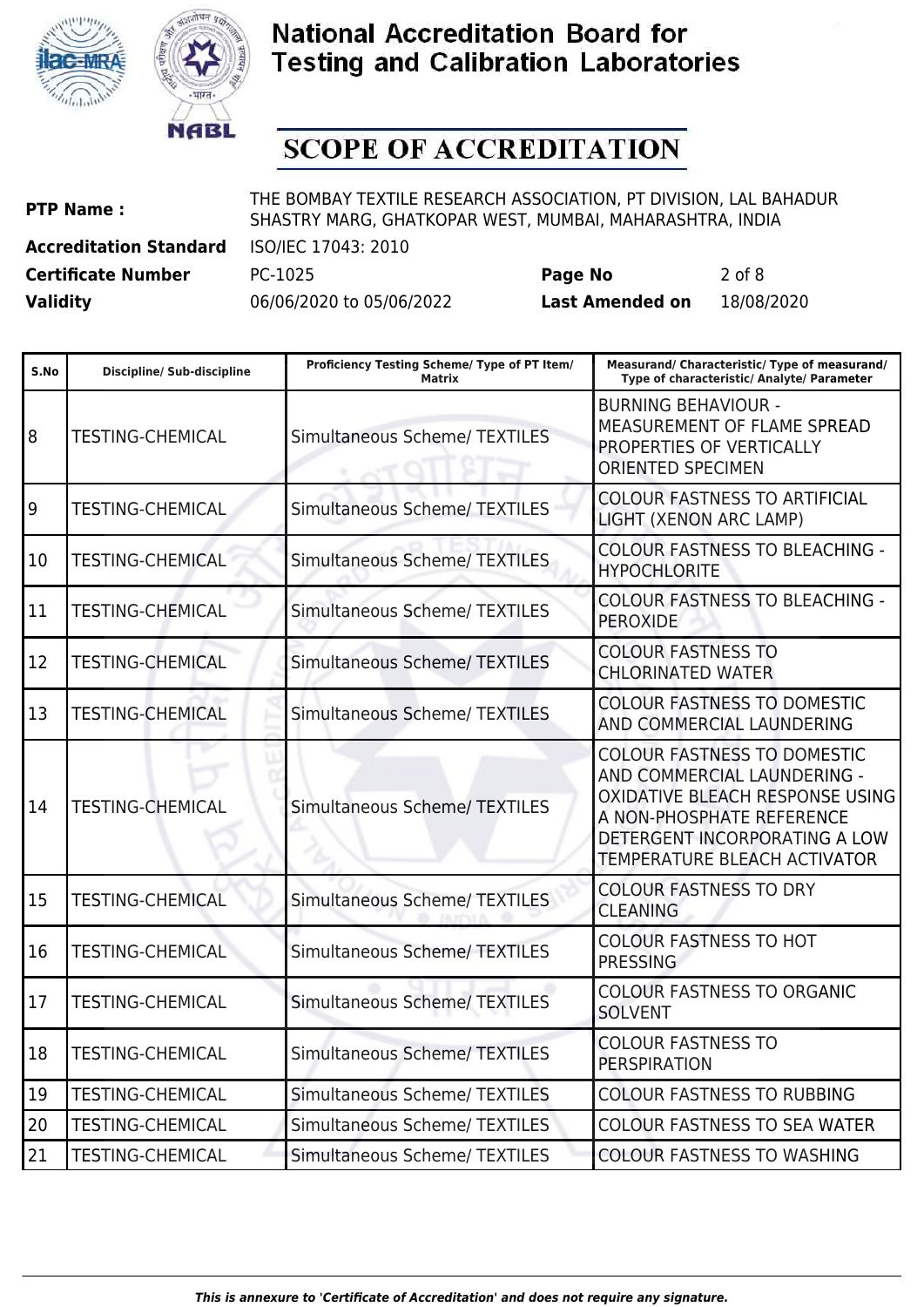# National Accreditation Board for Testing and Calibration Laboratories

## SCOPE OF ACCREDITATION

| | | | |
|---|---|---|---|
| **PTP Name :** | THE BOMBAY TEXTILE RESEARCH ASSOCIATION, PT DIVISION, LAL BAHADUR SHASTRY MARG, GHATKOPAR WEST, MUMBAI, MAHARASHTRA, INDIA | | |
| **Accreditation Standard** | ISO/IEC 17043: 2010 | | |
| **Certificate Number** | PC-1025 | **Page No** | 2 of 8 |
| **Validity** | 06/06/2020 to 05/06/2022 | **Last Amended on** | 18/08/2020 |

| S.No | Discipline/ Sub-discipline | Proficiency Testing Scheme/ Type of PT Item/ Matrix | Measurand/ Characteristic/ Type of measurand/ Type of characteristic/ Analyte/ Parameter |
|---|---|---|---|
| 8 | TESTING-CHEMICAL | Simultaneous Scheme/ TEXTILES | BURNING BEHAVIOUR - MEASUREMENT OF FLAME SPREAD PROPERTIES OF VERTICALLY ORIENTED SPECIMEN |
| 9 | TESTING-CHEMICAL | Simultaneous Scheme/ TEXTILES | COLOUR FASTNESS TO ARTIFICIAL LIGHT (XENON ARC LAMP) |
| 10 | TESTING-CHEMICAL | Simultaneous Scheme/ TEXTILES | COLOUR FASTNESS TO BLEACHING - HYPOCHLORITE |
| 11 | TESTING-CHEMICAL | Simultaneous Scheme/ TEXTILES | COLOUR FASTNESS TO BLEACHING - PEROXIDE |
| 12 | TESTING-CHEMICAL | Simultaneous Scheme/ TEXTILES | COLOUR FASTNESS TO CHLORINATED WATER |
| 13 | TESTING-CHEMICAL | Simultaneous Scheme/ TEXTILES | COLOUR FASTNESS TO DOMESTIC AND COMMERCIAL LAUNDERING |
| 14 | TESTING-CHEMICAL | Simultaneous Scheme/ TEXTILES | COLOUR FASTNESS TO DOMESTIC AND COMMERCIAL LAUNDERING - OXIDATIVE BLEACH RESPONSE USING A NON-PHOSPHATE REFERENCE DETERGENT INCORPORATING A LOW TEMPERATURE BLEACH ACTIVATOR |
| 15 | TESTING-CHEMICAL | Simultaneous Scheme/ TEXTILES | COLOUR FASTNESS TO DRY CLEANING |
| 16 | TESTING-CHEMICAL | Simultaneous Scheme/ TEXTILES | COLOUR FASTNESS TO HOT PRESSING |
| 17 | TESTING-CHEMICAL | Simultaneous Scheme/ TEXTILES | COLOUR FASTNESS TO ORGANIC SOLVENT |
| 18 | TESTING-CHEMICAL | Simultaneous Scheme/ TEXTILES | COLOUR FASTNESS TO PERSPIRATION |
| 19 | TESTING-CHEMICAL | Simultaneous Scheme/ TEXTILES | COLOUR FASTNESS TO RUBBING |
| 20 | TESTING-CHEMICAL | Simultaneous Scheme/ TEXTILES | COLOUR FASTNESS TO SEA WATER |
| 21 | TESTING-CHEMICAL | Simultaneous Scheme/ TEXTILES | COLOUR FASTNESS TO WASHING |

*This is annexure to 'Certificate of Accreditation' and does not require any signature.*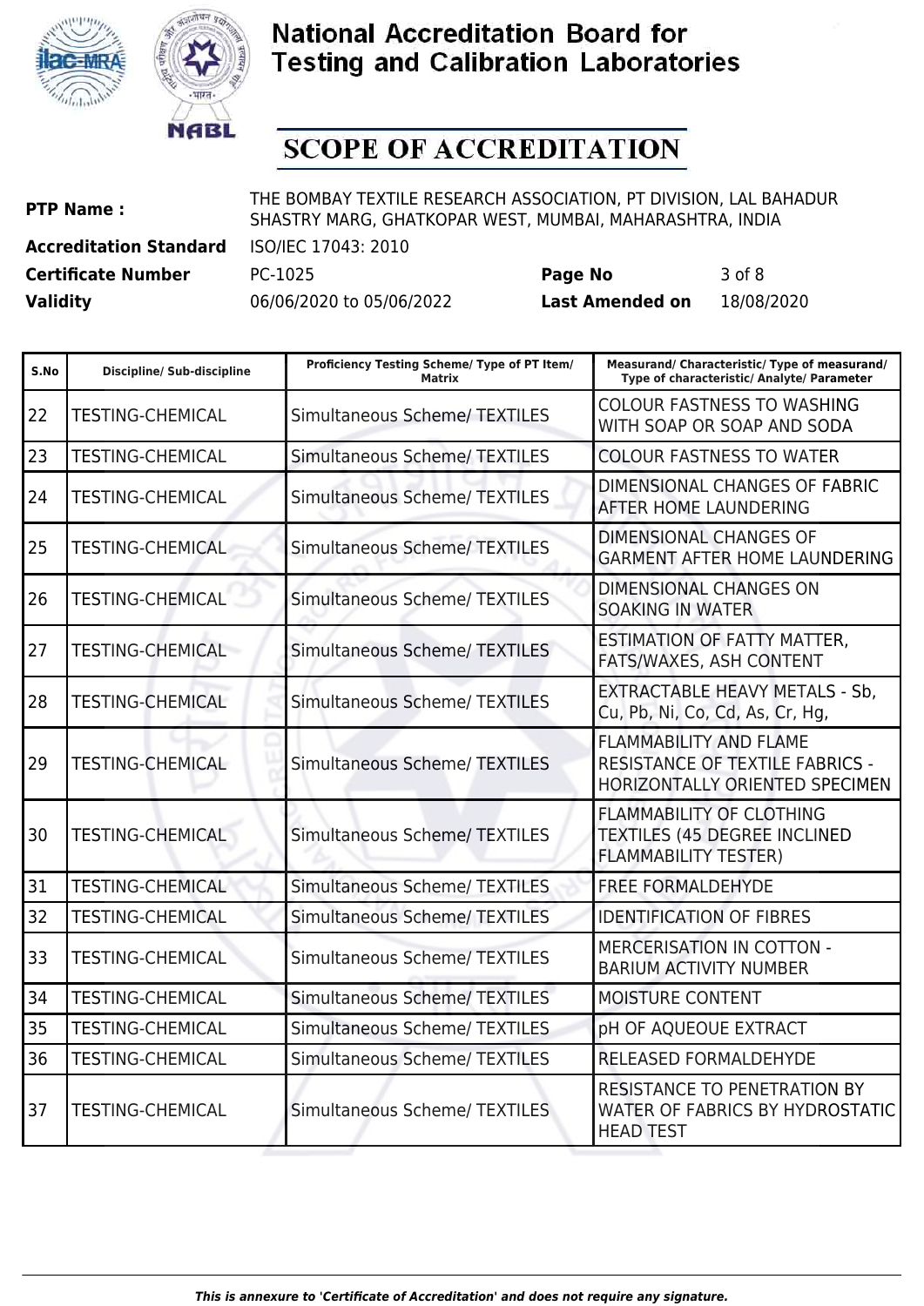# National Accreditation Board for Testing and Calibration Laboratories

## SCOPE OF ACCREDITATION

| | | | |
|---|---|---|---|
| **PTP Name :** | THE BOMBAY TEXTILE RESEARCH ASSOCIATION, PT DIVISION, LAL BAHADUR SHASTRY MARG, GHATKOPAR WEST, MUMBAI, MAHARASHTRA, INDIA | | |
| **Accreditation Standard** | ISO/IEC 17043: 2010 | | |
| **Certificate Number** | PC-1025 | **Page No** | 3 of 8 |
| **Validity** | 06/06/2020 to 05/06/2022 | **Last Amended on** | 18/08/2020 |

| S.No | Discipline/ Sub-discipline | Proficiency Testing Scheme/ Type of PT Item/ Matrix | Measurand/ Characteristic/ Type of measurand/ Type of characteristic/ Analyte/ Parameter |
|---|---|---|---|
| 22 | TESTING-CHEMICAL | Simultaneous Scheme/ TEXTILES | COLOUR FASTNESS TO WASHING WITH SOAP OR SOAP AND SODA |
| 23 | TESTING-CHEMICAL | Simultaneous Scheme/ TEXTILES | COLOUR FASTNESS TO WATER |
| 24 | TESTING-CHEMICAL | Simultaneous Scheme/ TEXTILES | DIMENSIONAL CHANGES OF FABRIC AFTER HOME LAUNDERING |
| 25 | TESTING-CHEMICAL | Simultaneous Scheme/ TEXTILES | DIMENSIONAL CHANGES OF GARMENT AFTER HOME LAUNDERING |
| 26 | TESTING-CHEMICAL | Simultaneous Scheme/ TEXTILES | DIMENSIONAL CHANGES ON SOAKING IN WATER |
| 27 | TESTING-CHEMICAL | Simultaneous Scheme/ TEXTILES | ESTIMATION OF FATTY MATTER, FATS/WAXES, ASH CONTENT |
| 28 | TESTING-CHEMICAL | Simultaneous Scheme/ TEXTILES | EXTRACTABLE HEAVY METALS - Sb, Cu, Pb, Ni, Co, Cd, As, Cr, Hg, |
| 29 | TESTING-CHEMICAL | Simultaneous Scheme/ TEXTILES | FLAMMABILITY AND FLAME RESISTANCE OF TEXTILE FABRICS - HORIZONTALLY ORIENTED SPECIMEN |
| 30 | TESTING-CHEMICAL | Simultaneous Scheme/ TEXTILES | FLAMMABILITY OF CLOTHING TEXTILES (45 DEGREE INCLINED FLAMMABILITY TESTER) |
| 31 | TESTING-CHEMICAL | Simultaneous Scheme/ TEXTILES | FREE FORMALDEHYDE |
| 32 | TESTING-CHEMICAL | Simultaneous Scheme/ TEXTILES | IDENTIFICATION OF FIBRES |
| 33 | TESTING-CHEMICAL | Simultaneous Scheme/ TEXTILES | MERCERISATION IN COTTON - BARIUM ACTIVITY NUMBER |
| 34 | TESTING-CHEMICAL | Simultaneous Scheme/ TEXTILES | MOISTURE CONTENT |
| 35 | TESTING-CHEMICAL | Simultaneous Scheme/ TEXTILES | pH OF AQUEOUE EXTRACT |
| 36 | TESTING-CHEMICAL | Simultaneous Scheme/ TEXTILES | RELEASED FORMALDEHYDE |
| 37 | TESTING-CHEMICAL | Simultaneous Scheme/ TEXTILES | RESISTANCE TO PENETRATION BY WATER OF FABRICS BY HYDROSTATIC HEAD TEST |

*This is annexure to 'Certificate of Accreditation' and does not require any signature.*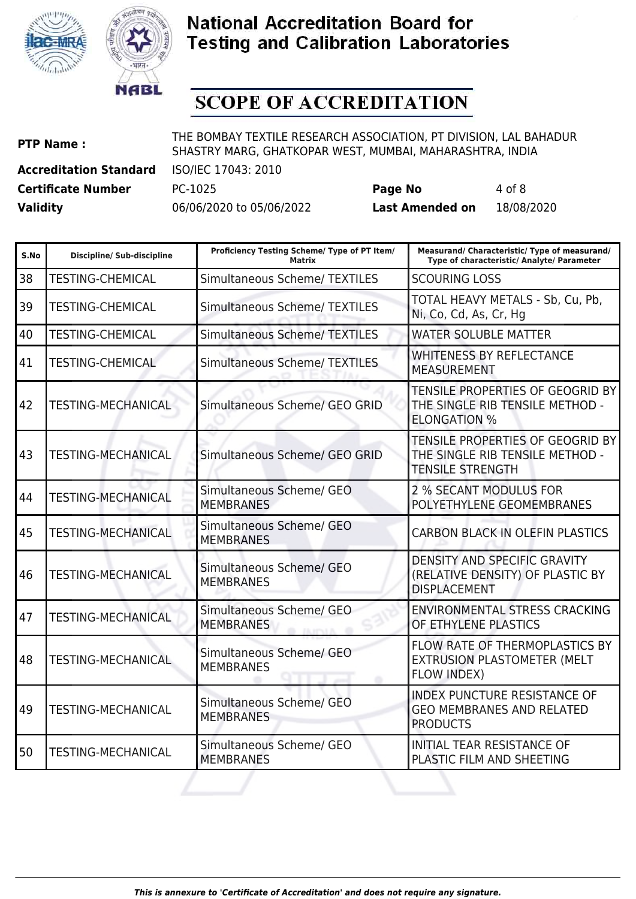# National Accreditation Board for Testing and Calibration Laboratories

## SCOPE OF ACCREDITATION

| | | | |
|---|---|---|---|
| **PTP Name :** | THE BOMBAY TEXTILE RESEARCH ASSOCIATION, PT DIVISION, LAL BAHADUR SHASTRY MARG, GHATKOPAR WEST, MUMBAI, MAHARASHTRA, INDIA | | |
| **Accreditation Standard** | ISO/IEC 17043: 2010 | | |
| **Certificate Number** | PC-1025 | **Page No** | 4 of 8 |
| **Validity** | 06/06/2020 to 05/06/2022 | **Last Amended on** | 18/08/2020 |

| S.No | Discipline/ Sub-discipline | Proficiency Testing Scheme/ Type of PT Item/ Matrix | Measurand/ Characteristic/ Type of measurand/ Type of characteristic/ Analyte/ Parameter |
|---|---|---|---|
| 38 | TESTING-CHEMICAL | Simultaneous Scheme/ TEXTILES | SCOURING LOSS |
| 39 | TESTING-CHEMICAL | Simultaneous Scheme/ TEXTILES | TOTAL HEAVY METALS - Sb, Cu, Pb, Ni, Co, Cd, As, Cr, Hg |
| 40 | TESTING-CHEMICAL | Simultaneous Scheme/ TEXTILES | WATER SOLUBLE MATTER |
| 41 | TESTING-CHEMICAL | Simultaneous Scheme/ TEXTILES | WHITENESS BY REFLECTANCE MEASUREMENT |
| 42 | TESTING-MECHANICAL | Simultaneous Scheme/ GEO GRID | TENSILE PROPERTIES OF GEOGRID BY THE SINGLE RIB TENSILE METHOD - ELONGATION % |
| 43 | TESTING-MECHANICAL | Simultaneous Scheme/ GEO GRID | TENSILE PROPERTIES OF GEOGRID BY THE SINGLE RIB TENSILE METHOD - TENSILE STRENGTH |
| 44 | TESTING-MECHANICAL | Simultaneous Scheme/ GEO MEMBRANES | 2 % SECANT MODULUS FOR POLYETHYLENE GEOMEMBRANES |
| 45 | TESTING-MECHANICAL | Simultaneous Scheme/ GEO MEMBRANES | CARBON BLACK IN OLEFIN PLASTICS |
| 46 | TESTING-MECHANICAL | Simultaneous Scheme/ GEO MEMBRANES | DENSITY AND SPECIFIC GRAVITY (RELATIVE DENSITY) OF PLASTIC BY DISPLACEMENT |
| 47 | TESTING-MECHANICAL | Simultaneous Scheme/ GEO MEMBRANES | ENVIRONMENTAL STRESS CRACKING OF ETHYLENE PLASTICS |
| 48 | TESTING-MECHANICAL | Simultaneous Scheme/ GEO MEMBRANES | FLOW RATE OF THERMOPLASTICS BY EXTRUSION PLASTOMETER (MELT FLOW INDEX) |
| 49 | TESTING-MECHANICAL | Simultaneous Scheme/ GEO MEMBRANES | INDEX PUNCTURE RESISTANCE OF GEO MEMBRANES AND RELATED PRODUCTS |
| 50 | TESTING-MECHANICAL | Simultaneous Scheme/ GEO MEMBRANES | INITIAL TEAR RESISTANCE OF PLASTIC FILM AND SHEETING |

*This is annexure to 'Certificate of Accreditation' and does not require any signature.*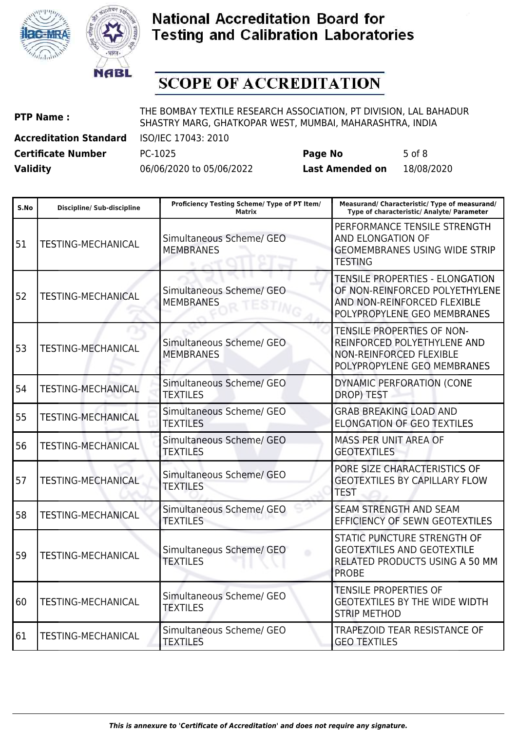# National Accreditation Board for Testing and Calibration Laboratories

## SCOPE OF ACCREDITATION

**PTP Name :** THE BOMBAY TEXTILE RESEARCH ASSOCIATION, PT DIVISION, LAL BAHADUR SHASTRY MARG, GHATKOPAR WEST, MUMBAI, MAHARASHTRA, INDIA

**Accreditation Standard** ISO/IEC 17043: 2010

**Certificate Number** PC-1025 **Page No** 5 of 8

**Validity** 06/06/2020 to 05/06/2022 **Last Amended on** 18/08/2020

| S.No | Discipline/ Sub-discipline | Proficiency Testing Scheme/ Type of PT Item/ Matrix | Measurand/ Characteristic/ Type of measurand/ Type of characteristic/ Analyte/ Parameter |
|---|---|---|---|
| 51 | TESTING-MECHANICAL | Simultaneous Scheme/ GEO MEMBRANES | PERFORMANCE TENSILE STRENGTH AND ELONGATION OF GEOMEMBRANES USING WIDE STRIP TESTING |
| 52 | TESTING-MECHANICAL | Simultaneous Scheme/ GEO MEMBRANES | TENSILE PROPERTIES - ELONGATION OF NON-REINFORCED POLYETHYLENE AND NON-REINFORCED FLEXIBLE POLYPROPYLENE GEO MEMBRANES |
| 53 | TESTING-MECHANICAL | Simultaneous Scheme/ GEO MEMBRANES | TENSILE PROPERTIES OF NON-REINFORCED POLYETHYLENE AND NON-REINFORCED FLEXIBLE POLYPROPYLENE GEO MEMBRANES |
| 54 | TESTING-MECHANICAL | Simultaneous Scheme/ GEO TEXTILES | DYNAMIC PERFORATION (CONE DROP) TEST |
| 55 | TESTING-MECHANICAL | Simultaneous Scheme/ GEO TEXTILES | GRAB BREAKING LOAD AND ELONGATION OF GEO TEXTILES |
| 56 | TESTING-MECHANICAL | Simultaneous Scheme/ GEO TEXTILES | MASS PER UNIT AREA OF GEOTEXTILES |
| 57 | TESTING-MECHANICAL | Simultaneous Scheme/ GEO TEXTILES | PORE SIZE CHARACTERISTICS OF GEOTEXTILES BY CAPILLARY FLOW TEST |
| 58 | TESTING-MECHANICAL | Simultaneous Scheme/ GEO TEXTILES | SEAM STRENGTH AND SEAM EFFICIENCY OF SEWN GEOTEXTILES |
| 59 | TESTING-MECHANICAL | Simultaneous Scheme/ GEO TEXTILES | STATIC PUNCTURE STRENGTH OF GEOTEXTILES AND GEOTEXTILE RELATED PRODUCTS USING A 50 MM PROBE |
| 60 | TESTING-MECHANICAL | Simultaneous Scheme/ GEO TEXTILES | TENSILE PROPERTIES OF GEOTEXTILES BY THE WIDE WIDTH STRIP METHOD |
| 61 | TESTING-MECHANICAL | Simultaneous Scheme/ GEO TEXTILES | TRAPEZOID TEAR RESISTANCE OF GEO TEXTILES |

*This is annexure to 'Certificate of Accreditation' and does not require any signature.*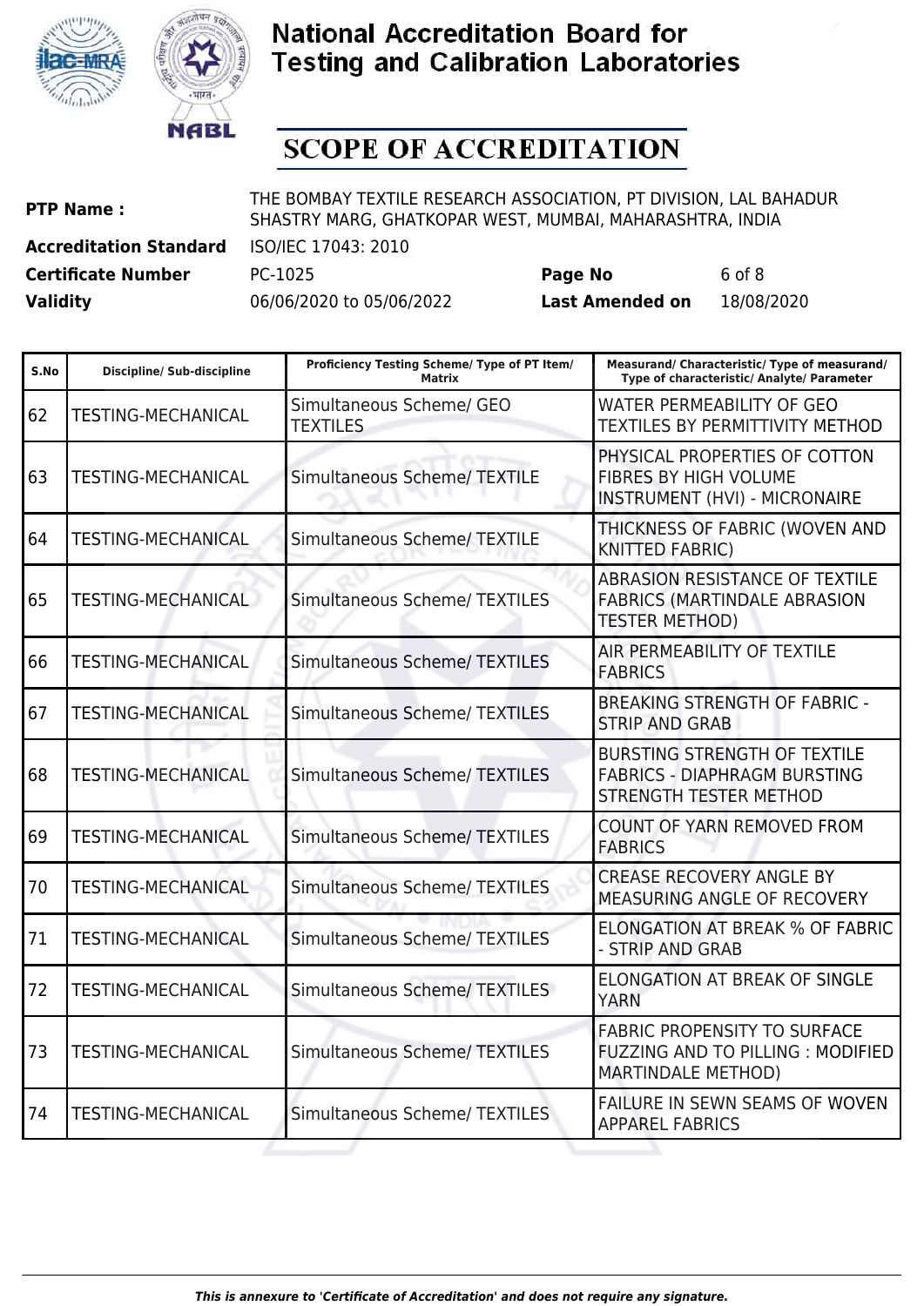# National Accreditation Board for Testing and Calibration Laboratories

## SCOPE OF ACCREDITATION

| | | | |
|---|---|---|---|
| **PTP Name :** | THE BOMBAY TEXTILE RESEARCH ASSOCIATION, PT DIVISION, LAL BAHADUR SHASTRY MARG, GHATKOPAR WEST, MUMBAI, MAHARASHTRA, INDIA | | |
| **Accreditation Standard** | ISO/IEC 17043: 2010 | | |
| **Certificate Number** | PC-1025 | **Page No** | 6 of 8 |
| **Validity** | 06/06/2020 to 05/06/2022 | **Last Amended on** | 18/08/2020 |

| S.No | Discipline/ Sub-discipline | Proficiency Testing Scheme/ Type of PT Item/ Matrix | Measurand/ Characteristic/ Type of measurand/ Type of characteristic/ Analyte/ Parameter |
|---|---|---|---|
| 62 | TESTING-MECHANICAL | Simultaneous Scheme/ GEO TEXTILES | WATER PERMEABILITY OF GEO TEXTILES BY PERMITTIVITY METHOD |
| 63 | TESTING-MECHANICAL | Simultaneous Scheme/ TEXTILE | PHYSICAL PROPERTIES OF COTTON FIBRES BY HIGH VOLUME INSTRUMENT (HVI) - MICRONAIRE |
| 64 | TESTING-MECHANICAL | Simultaneous Scheme/ TEXTILE | THICKNESS OF FABRIC (WOVEN AND KNITTED FABRIC) |
| 65 | TESTING-MECHANICAL | Simultaneous Scheme/ TEXTILES | ABRASION RESISTANCE OF TEXTILE FABRICS (MARTINDALE ABRASION TESTER METHOD) |
| 66 | TESTING-MECHANICAL | Simultaneous Scheme/ TEXTILES | AIR PERMEABILITY OF TEXTILE FABRICS |
| 67 | TESTING-MECHANICAL | Simultaneous Scheme/ TEXTILES | BREAKING STRENGTH OF FABRIC - STRIP AND GRAB |
| 68 | TESTING-MECHANICAL | Simultaneous Scheme/ TEXTILES | BURSTING STRENGTH OF TEXTILE FABRICS - DIAPHRAGM BURSTING STRENGTH TESTER METHOD |
| 69 | TESTING-MECHANICAL | Simultaneous Scheme/ TEXTILES | COUNT OF YARN REMOVED FROM FABRICS |
| 70 | TESTING-MECHANICAL | Simultaneous Scheme/ TEXTILES | CREASE RECOVERY ANGLE BY MEASURING ANGLE OF RECOVERY |
| 71 | TESTING-MECHANICAL | Simultaneous Scheme/ TEXTILES | ELONGATION AT BREAK % OF FABRIC - STRIP AND GRAB |
| 72 | TESTING-MECHANICAL | Simultaneous Scheme/ TEXTILES | ELONGATION AT BREAK OF SINGLE YARN |
| 73 | TESTING-MECHANICAL | Simultaneous Scheme/ TEXTILES | FABRIC PROPENSITY TO SURFACE FUZZING AND TO PILLING : MODIFIED MARTINDALE METHOD) |
| 74 | TESTING-MECHANICAL | Simultaneous Scheme/ TEXTILES | FAILURE IN SEWN SEAMS OF WOVEN APPAREL FABRICS |

*This is annexure to 'Certificate of Accreditation' and does not require any signature.*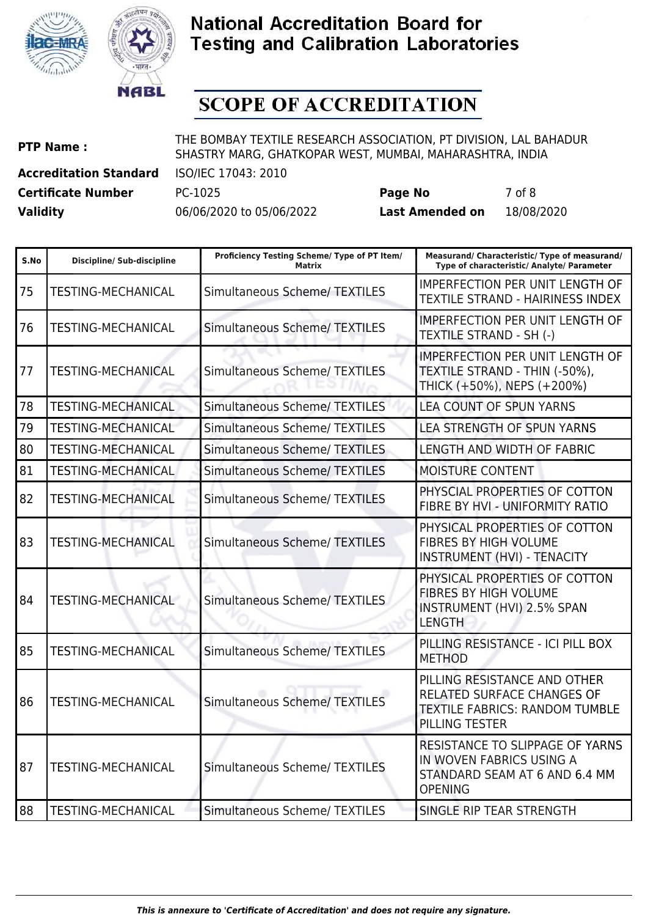# National Accreditation Board for Testing and Calibration Laboratories

## SCOPE OF ACCREDITATION

| | | | |
|---|---|---|---|
| **PTP Name :** | THE BOMBAY TEXTILE RESEARCH ASSOCIATION, PT DIVISION, LAL BAHADUR SHASTRY MARG, GHATKOPAR WEST, MUMBAI, MAHARASHTRA, INDIA | | |
| **Accreditation Standard** | ISO/IEC 17043: 2010 | | |
| **Certificate Number** | PC-1025 | **Page No** | 7 of 8 |
| **Validity** | 06/06/2020 to 05/06/2022 | **Last Amended on** | 18/08/2020 |

| S.No | Discipline/ Sub-discipline | Proficiency Testing Scheme/ Type of PT Item/ Matrix | Measurand/ Characteristic/ Type of measurand/ Type of characteristic/ Analyte/ Parameter |
|---|---|---|---|
| 75 | TESTING-MECHANICAL | Simultaneous Scheme/ TEXTILES | IMPERFECTION PER UNIT LENGTH OF TEXTILE STRAND - HAIRINESS INDEX |
| 76 | TESTING-MECHANICAL | Simultaneous Scheme/ TEXTILES | IMPERFECTION PER UNIT LENGTH OF TEXTILE STRAND - SH (-) |
| 77 | TESTING-MECHANICAL | Simultaneous Scheme/ TEXTILES | IMPERFECTION PER UNIT LENGTH OF TEXTILE STRAND - THIN (-50%), THICK (+50%), NEPS (+200%) |
| 78 | TESTING-MECHANICAL | Simultaneous Scheme/ TEXTILES | LEA COUNT OF SPUN YARNS |
| 79 | TESTING-MECHANICAL | Simultaneous Scheme/ TEXTILES | LEA STRENGTH OF SPUN YARNS |
| 80 | TESTING-MECHANICAL | Simultaneous Scheme/ TEXTILES | LENGTH AND WIDTH OF FABRIC |
| 81 | TESTING-MECHANICAL | Simultaneous Scheme/ TEXTILES | MOISTURE CONTENT |
| 82 | TESTING-MECHANICAL | Simultaneous Scheme/ TEXTILES | PHYSCIAL PROPERTIES OF COTTON FIBRE BY HVI - UNIFORMITY RATIO |
| 83 | TESTING-MECHANICAL | Simultaneous Scheme/ TEXTILES | PHYSICAL PROPERTIES OF COTTON FIBRES BY HIGH VOLUME INSTRUMENT (HVI) - TENACITY |
| 84 | TESTING-MECHANICAL | Simultaneous Scheme/ TEXTILES | PHYSICAL PROPERTIES OF COTTON FIBRES BY HIGH VOLUME INSTRUMENT (HVI) 2.5% SPAN LENGTH |
| 85 | TESTING-MECHANICAL | Simultaneous Scheme/ TEXTILES | PILLING RESISTANCE - ICI PILL BOX METHOD |
| 86 | TESTING-MECHANICAL | Simultaneous Scheme/ TEXTILES | PILLING RESISTANCE AND OTHER RELATED SURFACE CHANGES OF TEXTILE FABRICS: RANDOM TUMBLE PILLING TESTER |
| 87 | TESTING-MECHANICAL | Simultaneous Scheme/ TEXTILES | RESISTANCE TO SLIPPAGE OF YARNS IN WOVEN FABRICS USING A STANDARD SEAM AT 6 AND 6.4 MM OPENING |
| 88 | TESTING-MECHANICAL | Simultaneous Scheme/ TEXTILES | SINGLE RIP TEAR STRENGTH |

*This is annexure to 'Certificate of Accreditation' and does not require any signature.*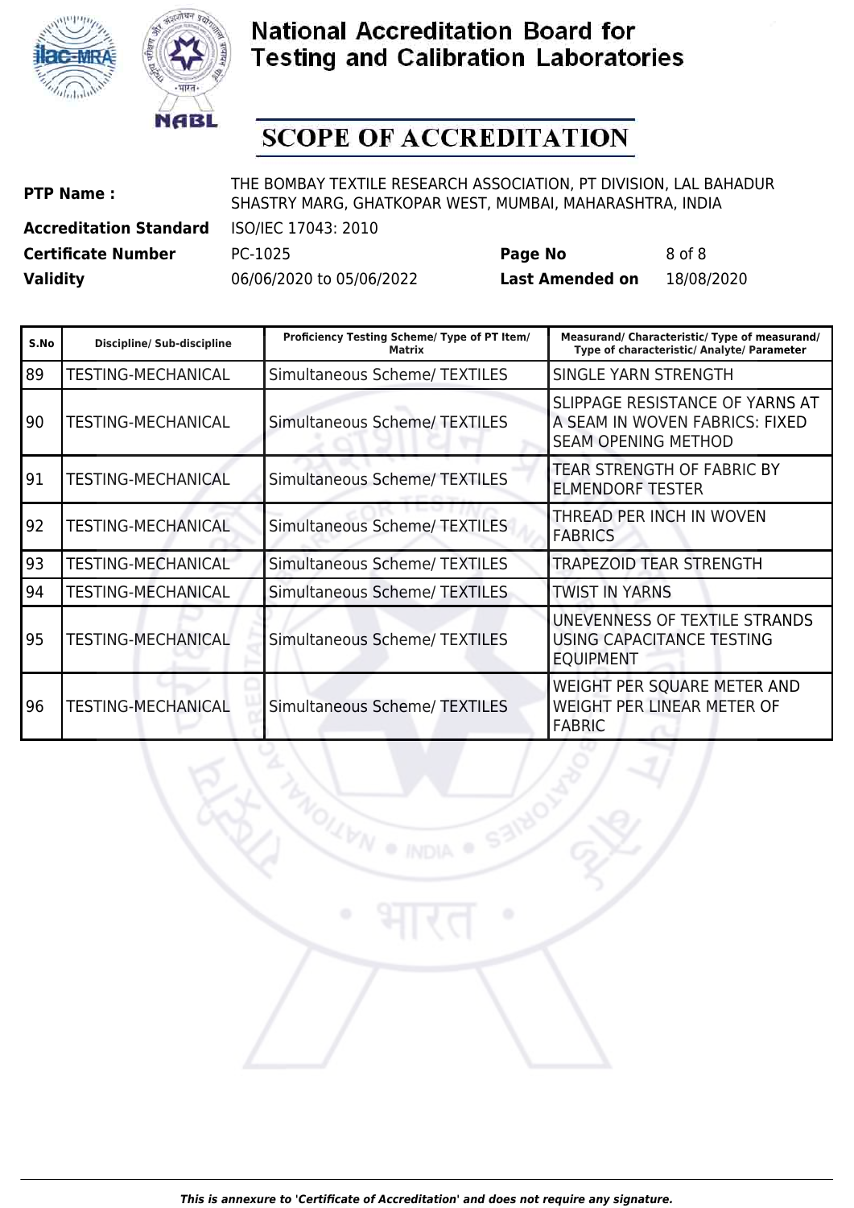# National Accreditation Board for Testing and Calibration Laboratories

## SCOPE OF ACCREDITATION

| | | | |
|---|---|---|---|
| **PTP Name :** | THE BOMBAY TEXTILE RESEARCH ASSOCIATION, PT DIVISION, LAL BAHADUR SHASTRY MARG, GHATKOPAR WEST, MUMBAI, MAHARASHTRA, INDIA | | |
| **Accreditation Standard** | ISO/IEC 17043: 2010 | | |
| **Certificate Number** | PC-1025 | **Page No** | 8 of 8 |
| **Validity** | 06/06/2020 to 05/06/2022 | **Last Amended on** | 18/08/2020 |

| S.No | Discipline/ Sub-discipline | Proficiency Testing Scheme/ Type of PT Item/ Matrix | Measurand/ Characteristic/ Type of measurand/ Type of characteristic/ Analyte/ Parameter |
|---|---|---|---|
| 89 | TESTING-MECHANICAL | Simultaneous Scheme/ TEXTILES | SINGLE YARN STRENGTH |
| 90 | TESTING-MECHANICAL | Simultaneous Scheme/ TEXTILES | SLIPPAGE RESISTANCE OF YARNS AT A SEAM IN WOVEN FABRICS: FIXED SEAM OPENING METHOD |
| 91 | TESTING-MECHANICAL | Simultaneous Scheme/ TEXTILES | TEAR STRENGTH OF FABRIC BY ELMENDORF TESTER |
| 92 | TESTING-MECHANICAL | Simultaneous Scheme/ TEXTILES | THREAD PER INCH IN WOVEN FABRICS |
| 93 | TESTING-MECHANICAL | Simultaneous Scheme/ TEXTILES | TRAPEZOID TEAR STRENGTH |
| 94 | TESTING-MECHANICAL | Simultaneous Scheme/ TEXTILES | TWIST IN YARNS |
| 95 | TESTING-MECHANICAL | Simultaneous Scheme/ TEXTILES | UNEVENNESS OF TEXTILE STRANDS USING CAPACITANCE TESTING EQUIPMENT |
| 96 | TESTING-MECHANICAL | Simultaneous Scheme/ TEXTILES | WEIGHT PER SQUARE METER AND WEIGHT PER LINEAR METER OF FABRIC |

*This is annexure to 'Certificate of Accreditation' and does not require any signature.*